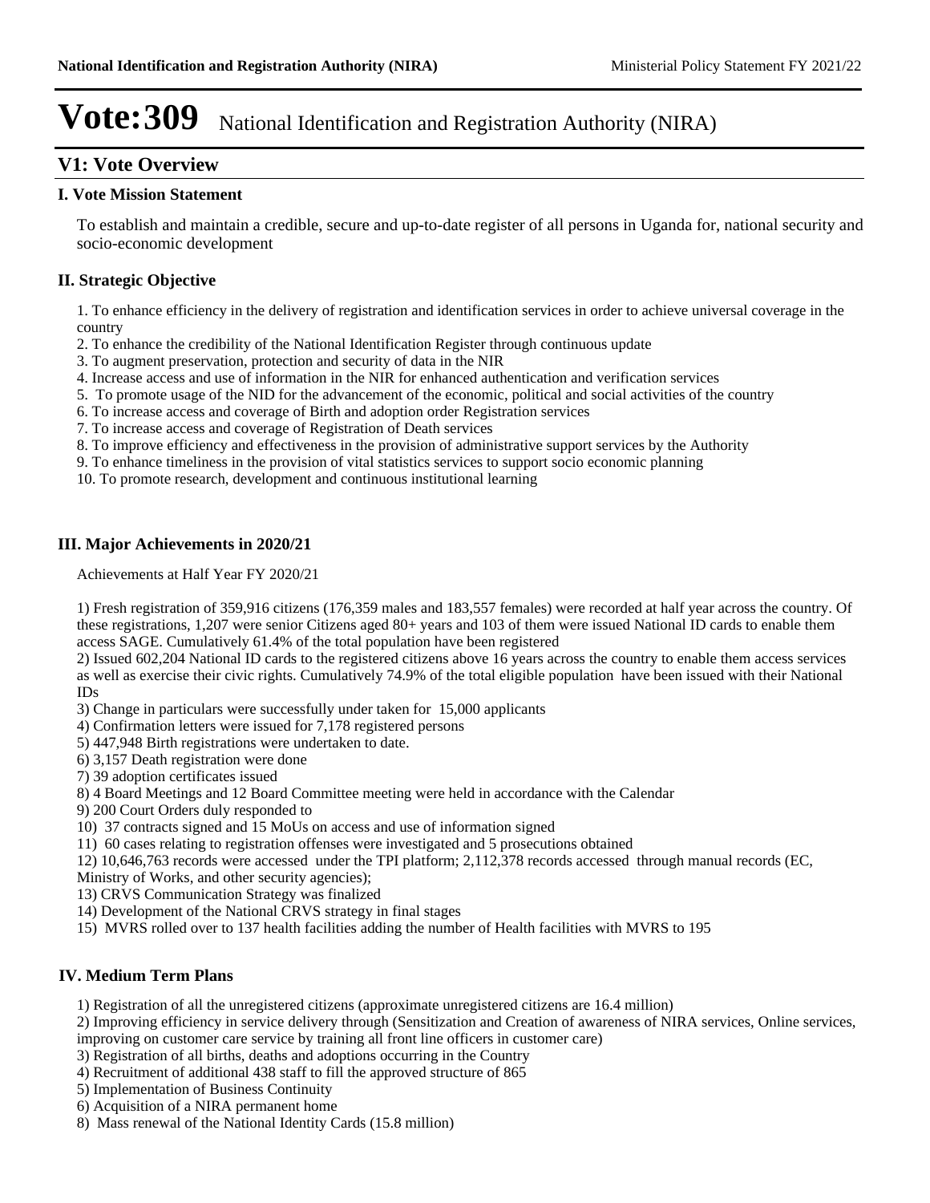# Vote:309 National Identification and Registration Authority (NIRA)

## V1: Vote Overview

### I. Vote Mission Statement

To establish and maintain a credible, secure and up-to-date register of all persons in Uganda for, national security and socio-economic development

### II. Strategic Objective

1. To enhance efficiency in the delivery of registration and identification services in order to achieve universal coverage in the country
2. To enhance the credibility of the National Identification Register through continuous update
3. To augment preservation, protection and security of data in the NIR
4. Increase access and use of information in the NIR for enhanced authentication and verification services
5. To promote usage of the NID for the advancement of the economic, political and social activities of the country
6. To increase access and coverage of Birth and adoption order Registration services
7. To increase access and coverage of Registration of Death services
8. To improve efficiency and effectiveness in the provision of administrative support services by the Authority
9. To enhance timeliness in the provision of vital statistics services to support socio economic planning
10. To promote research, development and continuous institutional learning

### III. Major Achievements in 2020/21

Achievements at Half Year FY 2020/21

1) Fresh registration of 359,916 citizens (176,359 males and 183,557 females) were recorded at half year across the country. Of these registrations, 1,207 were senior Citizens aged 80+ years and 103 of them were issued National ID cards to enable them access SAGE. Cumulatively 61.4% of the total population have been registered
2) Issued 602,204 National ID cards to the registered citizens above 16 years across the country to enable them access services as well as exercise their civic rights. Cumulatively 74.9% of the total eligible population have been issued with their National IDs
3) Change in particulars were successfully under taken for 15,000 applicants
4) Confirmation letters were issued for 7,178 registered persons
5) 447,948 Birth registrations were undertaken to date.
6) 3,157 Death registration were done
7) 39 adoption certificates issued
8) 4 Board Meetings and 12 Board Committee meeting were held in accordance with the Calendar
9) 200 Court Orders duly responded to
10) 37 contracts signed and 15 MoUs on access and use of information signed
11) 60 cases relating to registration offenses were investigated and 5 prosecutions obtained
12) 10,646,763 records were accessed under the TPI platform; 2,112,378 records accessed through manual records (EC, Ministry of Works, and other security agencies);
13) CRVS Communication Strategy was finalized
14) Development of the National CRVS strategy in final stages
15) MVRS rolled over to 137 health facilities adding the number of Health facilities with MVRS to 195

### IV. Medium Term Plans

1) Registration of all the unregistered citizens (approximate unregistered citizens are 16.4 million)
2) Improving efficiency in service delivery through (Sensitization and Creation of awareness of NIRA services, Online services, improving on customer care service by training all front line officers in customer care)
3) Registration of all births, deaths and adoptions occurring in the Country
4) Recruitment of additional 438 staff to fill the approved structure of 865
5) Implementation of Business Continuity
6) Acquisition of a NIRA permanent home
8) Mass renewal of the National Identity Cards (15.8 million)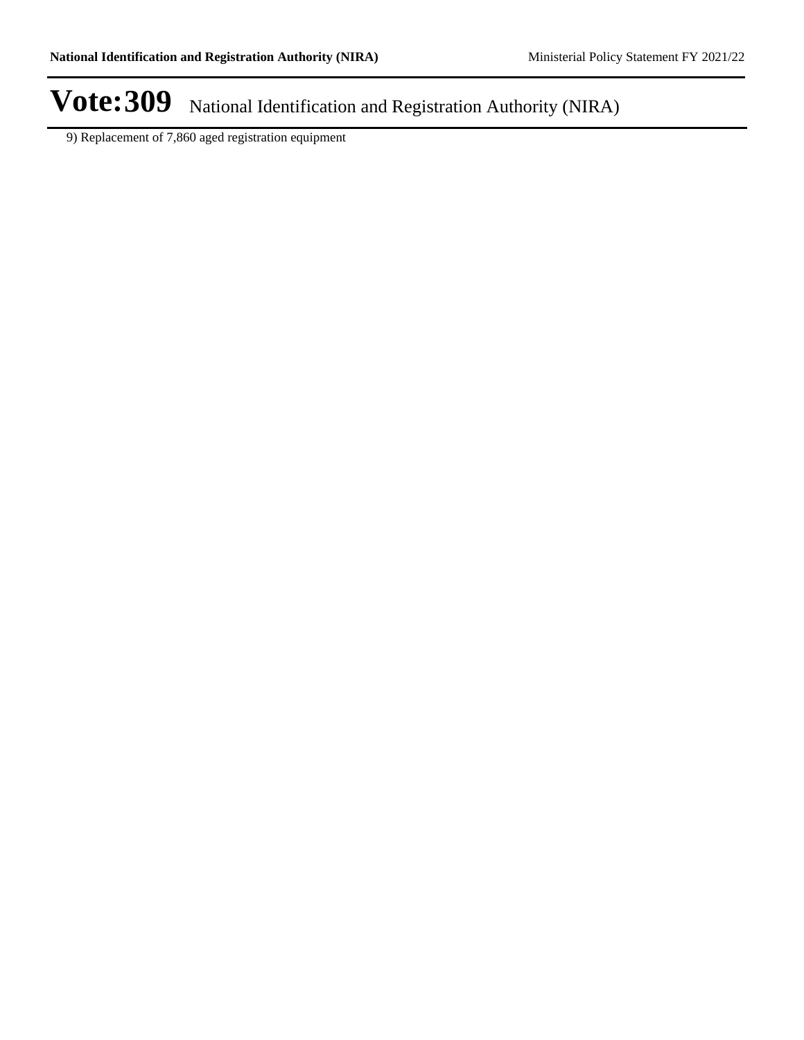9) Replacement of 7,860 aged registration equipment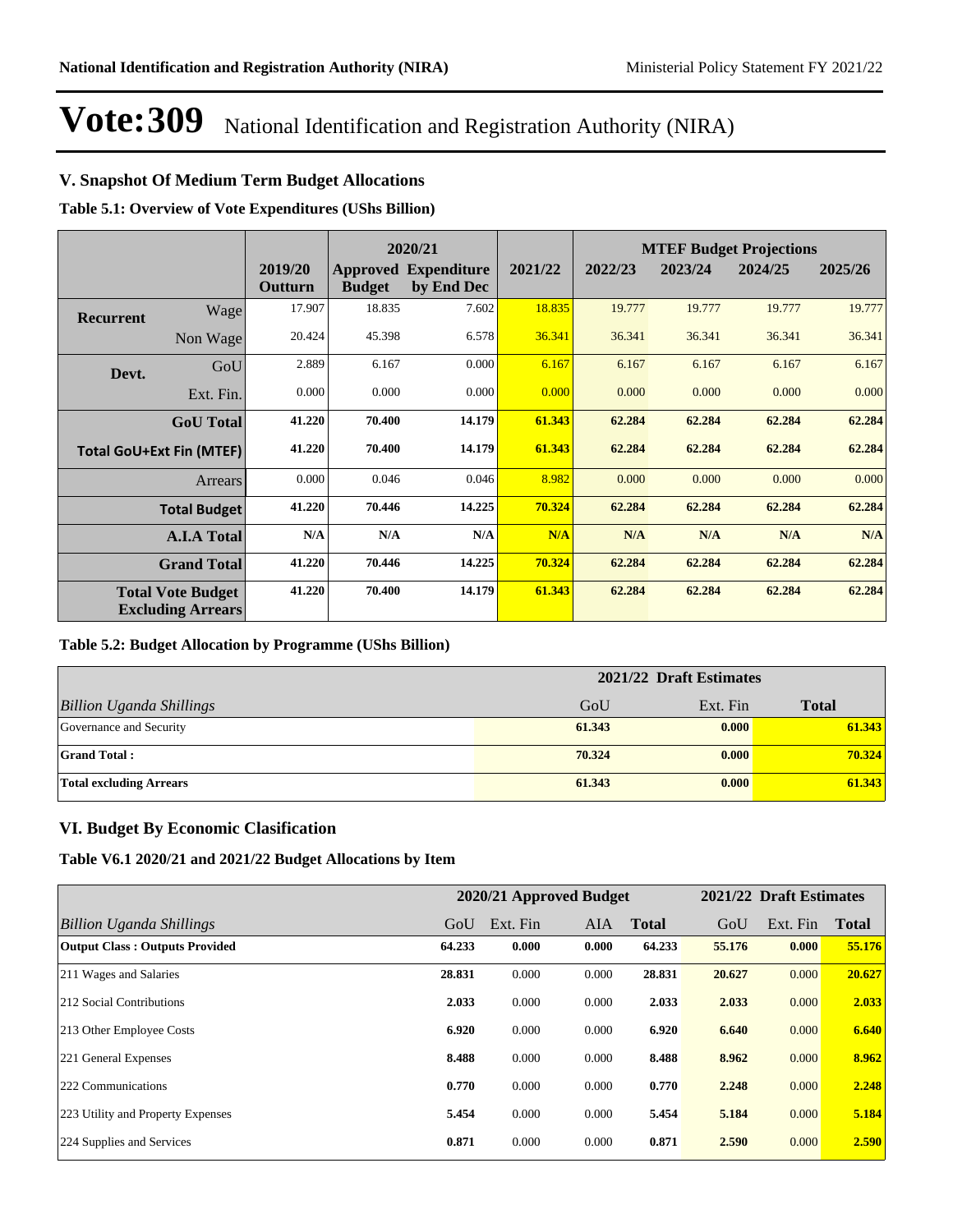# Vote:309 National Identification and Registration Authority (NIRA)

## V. Snapshot Of Medium Term Budget Allocations

**Table 5.1: Overview of Vote Expenditures (UShs Billion)**

| | | 2019/20 Outturn | 2020/21 Approved Budget | 2020/21 Expenditure by End Dec | 2021/22 | 2022/23 | 2023/24 | 2024/25 | 2025/26 |
|---|---|---|---|---|---|---|---|---|---|
| | | | | | | MTEF Budget Projections | | | |
| Recurrent | Wage | 17.907 | 18.835 | 7.602 | 18.835 | 19.777 | 19.777 | 19.777 | 19.777 |
| | Non Wage | 20.424 | 45.398 | 6.578 | 36.341 | 36.341 | 36.341 | 36.341 | 36.341 |
| Devt. | GoU | 2.889 | 6.167 | 0.000 | 6.167 | 6.167 | 6.167 | 6.167 | 6.167 |
| | Ext. Fin. | 0.000 | 0.000 | 0.000 | 0.000 | 0.000 | 0.000 | 0.000 | 0.000 |
| **GoU Total** | | **41.220** | **70.400** | **14.179** | **61.343** | **62.284** | **62.284** | **62.284** | **62.284** |
| **Total GoU+Ext Fin (MTEF)** | | **41.220** | **70.400** | **14.179** | **61.343** | **62.284** | **62.284** | **62.284** | **62.284** |
| Arrears | | 0.000 | 0.046 | 0.046 | 8.982 | 0.000 | 0.000 | 0.000 | 0.000 |
| **Total Budget** | | **41.220** | **70.446** | **14.225** | **70.324** | **62.284** | **62.284** | **62.284** | **62.284** |
| **A.I.A Total** | | **N/A** | **N/A** | **N/A** | **N/A** | **N/A** | **N/A** | **N/A** | **N/A** |
| **Grand Total** | | **41.220** | **70.446** | **14.225** | **70.324** | **62.284** | **62.284** | **62.284** | **62.284** |
| **Total Vote Budget Excluding Arrears** | | **41.220** | **70.400** | **14.179** | **61.343** | **62.284** | **62.284** | **62.284** | **62.284** |

**Table 5.2: Budget Allocation by Programme (UShs Billion)**

| | 2021/22 Draft Estimates | | |
|---|---|---|---|
| *Billion Uganda Shillings* | GoU | Ext. Fin | **Total** |
| Governance and Security | **61.343** | **0.000** | **61.343** |
| **Grand Total :** | **70.324** | **0.000** | **70.324** |
| **Total excluding Arrears** | **61.343** | **0.000** | **61.343** |

## VI. Budget By Economic Clasification

**Table V6.1 2020/21 and 2021/22 Budget Allocations by Item**

| | 2020/21 Approved Budget | | | | 2021/22 Draft Estimates | | |
|---|---|---|---|---|---|---|---|
| *Billion Uganda Shillings* | GoU | Ext. Fin | AIA | **Total** | GoU | Ext. Fin | **Total** |
| **Output Class : Outputs Provided** | **64.233** | **0.000** | **0.000** | **64.233** | **55.176** | **0.000** | **55.176** |
| 211 Wages and Salaries | **28.831** | 0.000 | 0.000 | **28.831** | **20.627** | 0.000 | **20.627** |
| 212 Social Contributions | **2.033** | 0.000 | 0.000 | **2.033** | **2.033** | 0.000 | **2.033** |
| 213 Other Employee Costs | **6.920** | 0.000 | 0.000 | **6.920** | **6.640** | 0.000 | **6.640** |
| 221 General Expenses | **8.488** | 0.000 | 0.000 | **8.488** | **8.962** | 0.000 | **8.962** |
| 222 Communications | **0.770** | 0.000 | 0.000 | **0.770** | **2.248** | 0.000 | **2.248** |
| 223 Utility and Property Expenses | **5.454** | 0.000 | 0.000 | **5.454** | **5.184** | 0.000 | **5.184** |
| 224 Supplies and Services | **0.871** | 0.000 | 0.000 | **0.871** | **2.590** | 0.000 | **2.590** |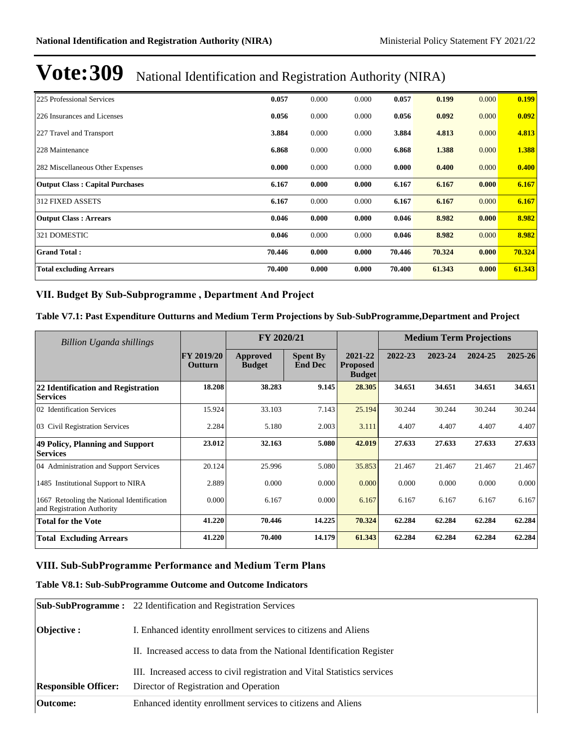# Vote:309 National Identification and Registration Authority (NIRA)

| | | | | | | | |
|---|---|---|---|---|---|---|---|
| 225 Professional Services | **0.057** | 0.000 | 0.000 | **0.057** | **0.199** | 0.000 | **0.199** |
| 226 Insurances and Licenses | **0.056** | 0.000 | 0.000 | **0.056** | **0.092** | 0.000 | **0.092** |
| 227 Travel and Transport | **3.884** | 0.000 | 0.000 | **3.884** | **4.813** | 0.000 | **4.813** |
| 228 Maintenance | **6.868** | 0.000 | 0.000 | **6.868** | **1.388** | 0.000 | **1.388** |
| 282 Miscellaneous Other Expenses | **0.000** | 0.000 | 0.000 | **0.000** | **0.400** | 0.000 | **0.400** |
| **Output Class : Capital Purchases** | **6.167** | **0.000** | **0.000** | **6.167** | **6.167** | **0.000** | **6.167** |
| 312 FIXED ASSETS | **6.167** | 0.000 | 0.000 | **6.167** | **6.167** | 0.000 | **6.167** |
| **Output Class : Arrears** | **0.046** | **0.000** | **0.000** | **0.046** | **8.982** | **0.000** | **8.982** |
| 321 DOMESTIC | **0.046** | 0.000 | 0.000 | **0.046** | **8.982** | 0.000 | **8.982** |
| **Grand Total :** | **70.446** | **0.000** | **0.000** | **70.446** | **70.324** | **0.000** | **70.324** |
| **Total excluding Arrears** | **70.400** | **0.000** | **0.000** | **70.400** | **61.343** | **0.000** | **61.343** |

## VII. Budget By Sub-Subprogramme , Department And Project

### Table V7.1: Past Expenditure Outturns and Medium Term Projections by Sub-SubProgramme,Department and Project

| *Billion Uganda shillings* | | FY 2020/21 | | | Medium Term Projections | | | |
|---|---|---|---|---|---|---|---|---|
| | **FY 2019/20 Outturn** | **Approved Budget** | **Spent By End Dec** | **2021-22 Proposed Budget** | **2022-23** | **2023-24** | **2024-25** | **2025-26** |
| **22 Identification and Registration Services** | **18.208** | **38.283** | **9.145** | **28.305** | **34.651** | **34.651** | **34.651** | **34.651** |
| 02 Identification Services | 15.924 | 33.103 | 7.143 | 25.194 | 30.244 | 30.244 | 30.244 | 30.244 |
| 03 Civil Registration Services | 2.284 | 5.180 | 2.003 | 3.111 | 4.407 | 4.407 | 4.407 | 4.407 |
| **49 Policy, Planning and Support Services** | **23.012** | **32.163** | **5.080** | **42.019** | **27.633** | **27.633** | **27.633** | **27.633** |
| 04 Administration and Support Services | 20.124 | 25.996 | 5.080 | 35.853 | 21.467 | 21.467 | 21.467 | 21.467 |
| 1485 Institutional Support to NIRA | 2.889 | 0.000 | 0.000 | 0.000 | 0.000 | 0.000 | 0.000 | 0.000 |
| 1667 Retooling the National Identification and Registration Authority | 0.000 | 6.167 | 0.000 | 6.167 | 6.167 | 6.167 | 6.167 | 6.167 |
| **Total for the Vote** | **41.220** | **70.446** | **14.225** | **70.324** | **62.284** | **62.284** | **62.284** | **62.284** |
| **Total Excluding Arrears** | **41.220** | **70.400** | **14.179** | **61.343** | **62.284** | **62.284** | **62.284** | **62.284** |

## VIII. Sub-SubProgramme Performance and Medium Term Plans

### Table V8.1: Sub-SubProgramme Outcome and Outcome Indicators

| | |
|---|---|
| **Sub-SubProgramme :** | 22 Identification and Registration Services |
| **Objective :** | I. Enhanced identity enrollment services to citizens and Aliens |
| | II. Increased access to data from the National Identification Register |
| | III. Increased access to civil registration and Vital Statistics services |
| **Responsible Officer:** | Director of Registration and Operation |
| **Outcome:** | Enhanced identity enrollment services to citizens and Aliens |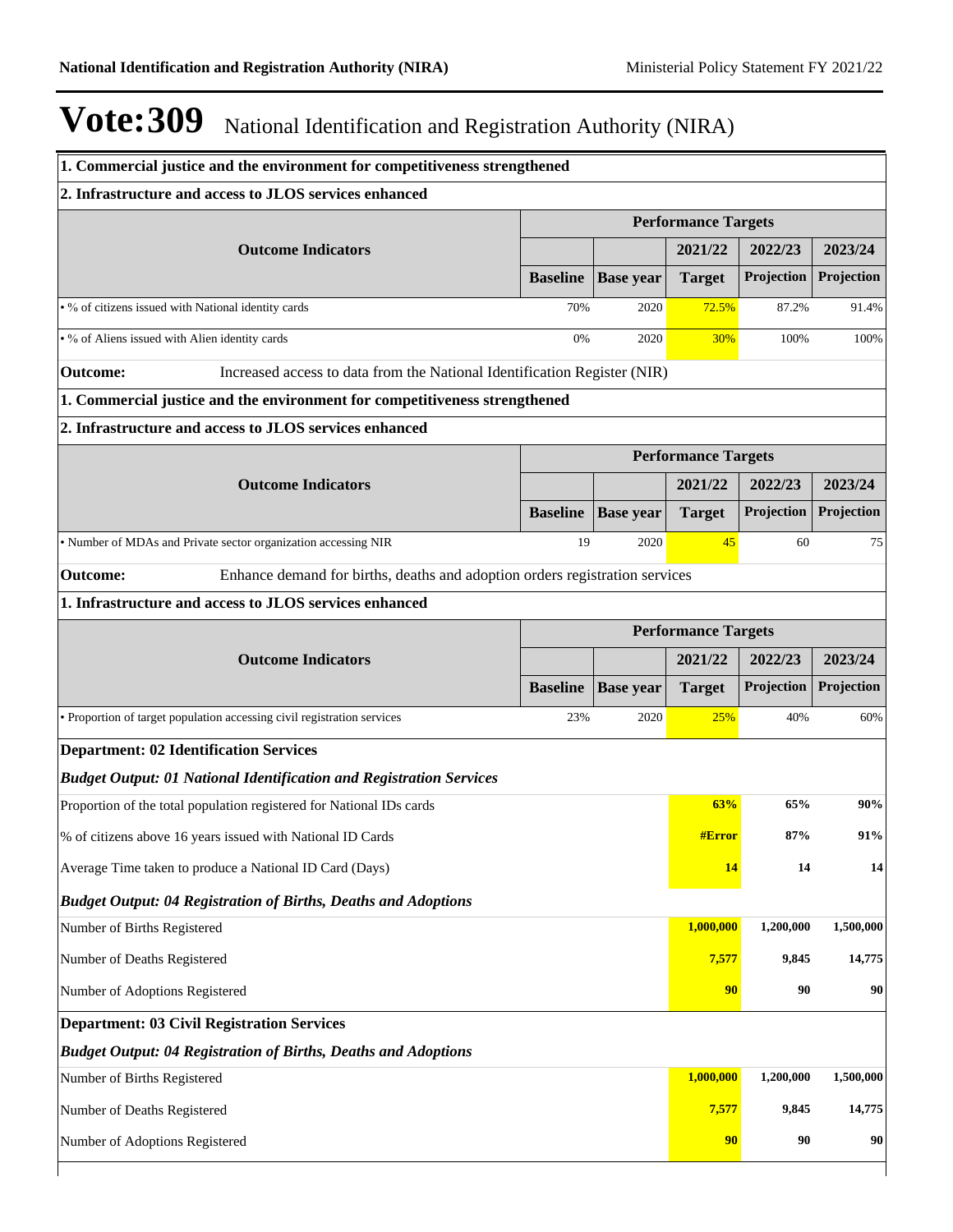# Vote:309 National Identification and Registration Authority (NIRA)

**1. Commercial justice and the environment for competitiveness strengthened**

**2. Infrastructure and access to JLOS services enhanced**

| Outcome Indicators | Performance Targets | | | | |
|---|---|---|---|---|---|
| | | | 2021/22 | 2022/23 | 2023/24 |
| | Baseline | Base year | Target | Projection | Projection |
| • % of citizens issued with National identity cards | 70% | 2020 | 72.5% | 87.2% | 91.4% |
| • % of Aliens issued with Alien identity cards | 0% | 2020 | 30% | 100% | 100% |

**Outcome:** Increased access to data from the National Identification Register (NIR)

**1. Commercial justice and the environment for competitiveness strengthened**

**2. Infrastructure and access to JLOS services enhanced**

| Outcome Indicators | Performance Targets | | | | |
|---|---|---|---|---|---|
| | | | 2021/22 | 2022/23 | 2023/24 |
| | Baseline | Base year | Target | Projection | Projection |
| • Number of MDAs and Private sector organization accessing NIR | 19 | 2020 | 45 | 60 | 75 |

**Outcome:** Enhance demand for births, deaths and adoption orders registration services

**1. Infrastructure and access to JLOS services enhanced**

| Outcome Indicators | Performance Targets | | | | |
|---|---|---|---|---|---|
| | | | 2021/22 | 2022/23 | 2023/24 |
| | Baseline | Base year | Target | Projection | Projection |
| • Proportion of target population accessing civil registration services | 23% | 2020 | 25% | 40% | 60% |

**Department: 02 Identification Services**

***Budget Output: 01 National Identification and Registration Services***

| | | | |
|---|---|---|---|
| Proportion of the total population registered for National IDs cards | **63%** | **65%** | **90%** |
| % of citizens above 16 years issued with National ID Cards | **#Error** | **87%** | **91%** |
| Average Time taken to produce a National ID Card (Days) | **14** | **14** | **14** |

***Budget Output: 04 Registration of Births, Deaths and Adoptions***

| | | | |
|---|---|---|---|
| Number of Births Registered | **1,000,000** | **1,200,000** | **1,500,000** |
| Number of Deaths Registered | **7,577** | **9,845** | **14,775** |
| Number of Adoptions Registered | **90** | **90** | **90** |

**Department: 03 Civil Registration Services**

***Budget Output: 04 Registration of Births, Deaths and Adoptions***

| | | | |
|---|---|---|---|
| Number of Births Registered | **1,000,000** | **1,200,000** | **1,500,000** |
| Number of Deaths Registered | **7,577** | **9,845** | **14,775** |
| Number of Adoptions Registered | **90** | **90** | **90** |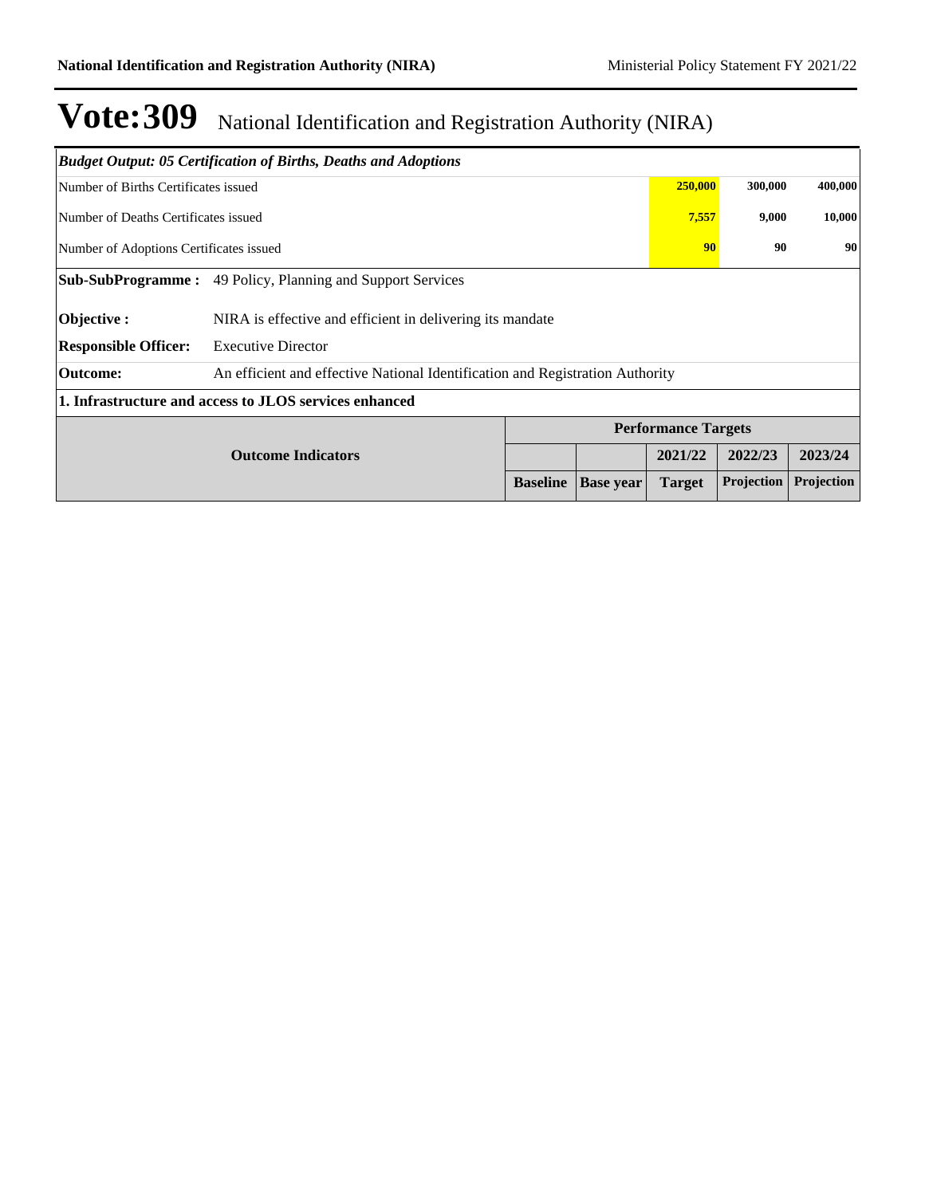# Vote:309 National Identification and Registration Authority (NIRA)

*Budget Output: 05 Certification of Births, Deaths and Adoptions*

| | | | |
|---|---|---|---|
| Number of Births Certificates issued | **250,000** | **300,000** | **400,000** |
| Number of Deaths Certificates issued | **7,557** | **9,000** | **10,000** |
| Number of Adoptions Certificates issued | **90** | **90** | **90** |

**Sub-SubProgramme :** 49 Policy, Planning and Support Services

**Objective :** NIRA is effective and efficient in delivering its mandate

**Responsible Officer:** Executive Director

**Outcome:** An efficient and effective National Identification and Registration Authority

**1. Infrastructure and access to JLOS services enhanced**

| Outcome Indicators | Performance Targets | | | | |
|---|---|---|---|---|---|
| | | | 2021/22 | 2022/23 | 2023/24 |
| | Baseline | Base year | Target | Projection | Projection |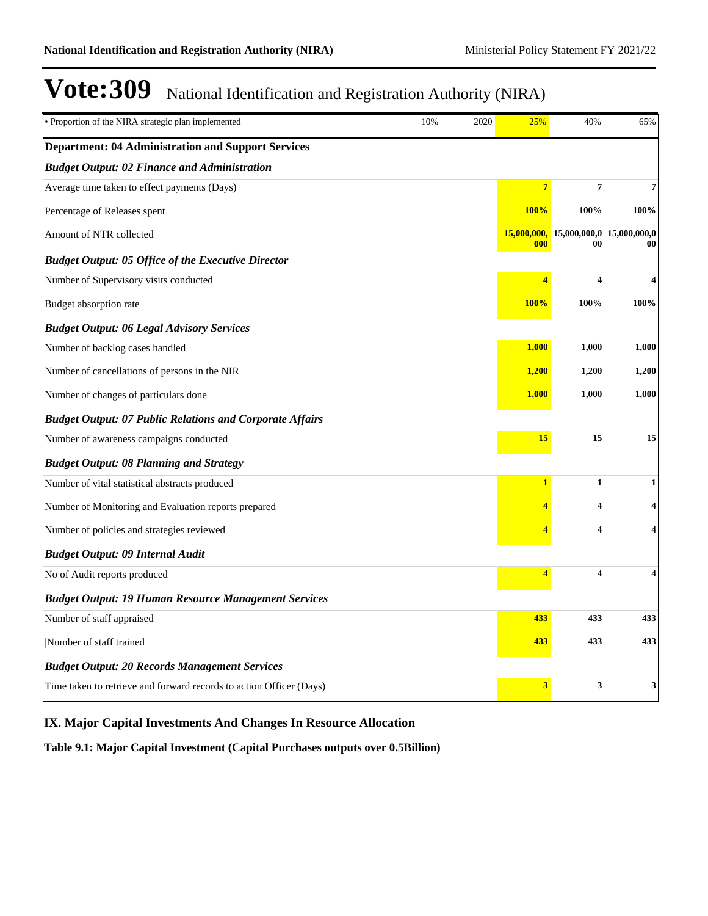# Vote:309 National Identification and Registration Authority (NIRA)

| | | | | | |
|---|---|---|---|---|---|
| • Proportion of the NIRA strategic plan implemented | 10% | 2020 | 25% | 40% | 65% |
| **Department: 04 Administration and Support Services** | | | | | |
| ***Budget Output: 02 Finance and Administration*** | | | | | |
| Average time taken to effect payments (Days) | | | **7** | **7** | **7** |
| Percentage of Releases spent | | | **100%** | **100%** | **100%** |
| Amount of NTR collected | | | **15,000,000,000** | **15,000,000,000** | **15,000,000,000** |
| ***Budget Output: 05 Office of the Executive Director*** | | | | | |
| Number of Supervisory visits conducted | | | **4** | **4** | **4** |
| Budget absorption rate | | | **100%** | **100%** | **100%** |
| ***Budget Output: 06 Legal Advisory Services*** | | | | | |
| Number of backlog cases handled | | | **1,000** | **1,000** | **1,000** |
| Number of cancellations of persons in the NIR | | | **1,200** | **1,200** | **1,200** |
| Number of changes of particulars done | | | **1,000** | **1,000** | **1,000** |
| ***Budget Output: 07 Public Relations and Corporate Affairs*** | | | | | |
| Number of awareness campaigns conducted | | | **15** | **15** | **15** |
| ***Budget Output: 08 Planning and Strategy*** | | | | | |
| Number of vital statistical abstracts produced | | | **1** | **1** | **1** |
| Number of Monitoring and Evaluation reports prepared | | | **4** | **4** | **4** |
| Number of policies and strategies reviewed | | | **4** | **4** | **4** |
| ***Budget Output: 09 Internal Audit*** | | | | | |
| No of Audit reports produced | | | **4** | **4** | **4** |
| ***Budget Output: 19 Human Resource Management Services*** | | | | | |
| Number of staff appraised | | | **433** | **433** | **433** |
| \|Number of staff trained | | | **433** | **433** | **433** |
| ***Budget Output: 20 Records Management Services*** | | | | | |
| Time taken to retrieve and forward records to action Officer (Days) | | | **3** | **3** | **3** |

## IX. Major Capital Investments And Changes In Resource Allocation

**Table 9.1: Major Capital Investment (Capital Purchases outputs over 0.5Billion)**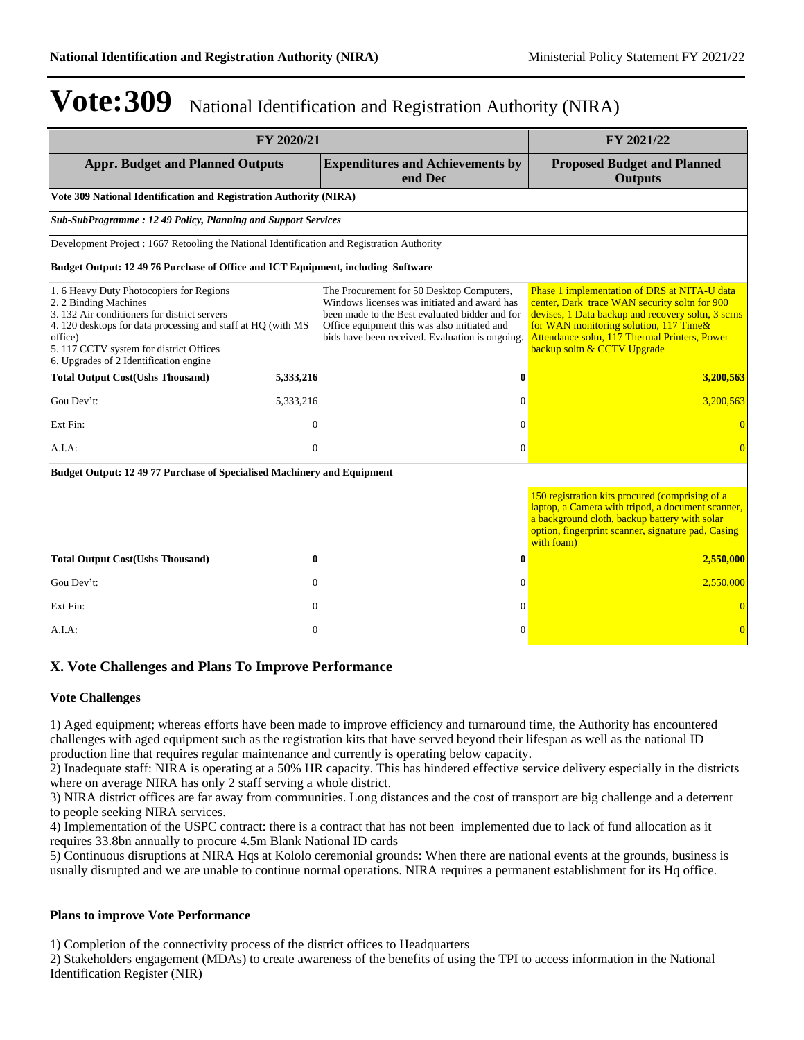# Vote:309 National Identification and Registration Authority (NIRA)

| FY 2020/21 | | | FY 2021/22 |
|---|---|---|---|
| **Appr. Budget and Planned Outputs** | | **Expenditures and Achievements by end Dec** | **Proposed Budget and Planned Outputs** |
| **Vote 309 National Identification and Registration Authority (NIRA)** | | | |
| ***Sub-SubProgramme : 12 49 Policy, Planning and Support Services*** | | | |
| Development Project : 1667 Retooling the National Identification and Registration Authority | | | |
| **Budget Output: 12 49 76 Purchase of Office and ICT Equipment, including Software** | | | |
| 1. 6 Heavy Duty Photocopiers for Regions<br>2. 2 Binding Machines<br>3. 132 Air conditioners for district servers<br>4. 120 desktops for data processing and staff at HQ (with MS office)<br>5. 117 CCTV system for district Offices<br>6. Upgrades of 2 Identification engine | | The Procurement for 50 Desktop Computers, Windows licenses was initiated and award has been made to the Best evaluated bidder and for Office equipment this was also initiated and bids have been received. Evaluation is ongoing. | Phase 1 implementation of DRS at NITA-U data center, Dark trace WAN security soltn for 900 devises, 1 Data backup and recovery soltn, 3 scrns for WAN monitoring solution, 117 Time& Attendance soltn, 117 Thermal Printers, Power backup soltn & CCTV Upgrade |
| **Total Output Cost(Ushs Thousand)** | **5,333,216** | **0** | **3,200,563** |
| Gou Dev't: | 5,333,216 | 0 | 3,200,563 |
| Ext Fin: | 0 | 0 | 0 |
| A.I.A: | 0 | 0 | 0 |
| **Budget Output: 12 49 77 Purchase of Specialised Machinery and Equipment** | | | |
| | | | 150 registration kits procured (comprising of a laptop, a Camera with tripod, a document scanner, a background cloth, backup battery with solar option, fingerprint scanner, signature pad, Casing with foam) |
| **Total Output Cost(Ushs Thousand)** | **0** | **0** | **2,550,000** |
| Gou Dev't: | 0 | 0 | 2,550,000 |
| Ext Fin: | 0 | 0 | 0 |
| A.I.A: | 0 | 0 | 0 |

## X. Vote Challenges and Plans To Improve Performance

### Vote Challenges

1) Aged equipment; whereas efforts have been made to improve efficiency and turnaround time, the Authority has encountered challenges with aged equipment such as the registration kits that have served beyond their lifespan as well as the national ID production line that requires regular maintenance and currently is operating below capacity.
2) Inadequate staff: NIRA is operating at a 50% HR capacity. This has hindered effective service delivery especially in the districts where on average NIRA has only 2 staff serving a whole district.
3) NIRA district offices are far away from communities. Long distances and the cost of transport are big challenge and a deterrent to people seeking NIRA services.
4) Implementation of the USPC contract: there is a contract that has not been implemented due to lack of fund allocation as it requires 33.8bn annually to procure 4.5m Blank National ID cards
5) Continuous disruptions at NIRA Hqs at Kololo ceremonial grounds: When there are national events at the grounds, business is usually disrupted and we are unable to continue normal operations. NIRA requires a permanent establishment for its Hq office.

### Plans to improve Vote Performance

1) Completion of the connectivity process of the district offices to Headquarters
2) Stakeholders engagement (MDAs) to create awareness of the benefits of using the TPI to access information in the National Identification Register (NIR)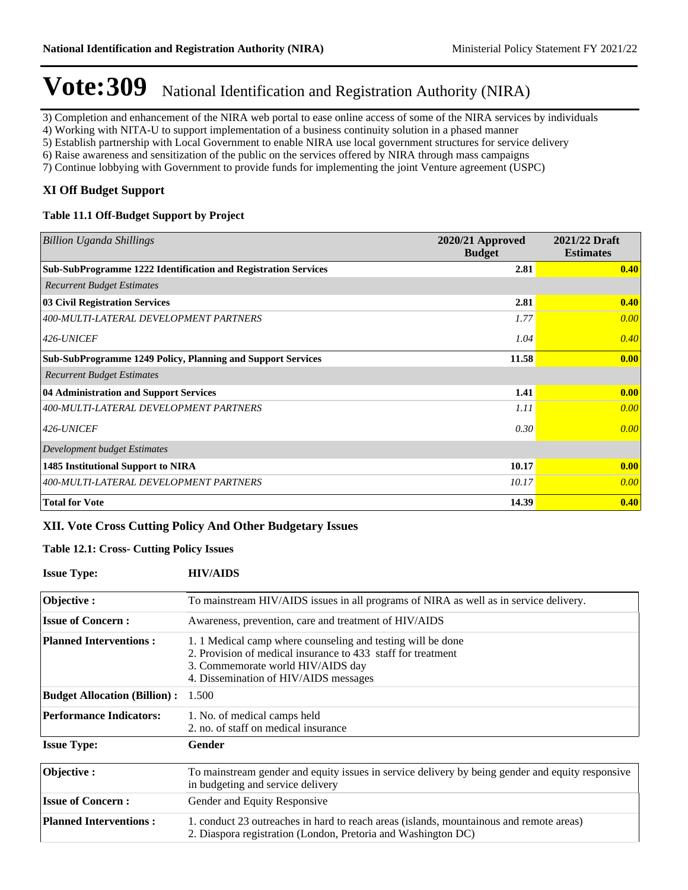# Vote:309 National Identification and Registration Authority (NIRA)

3) Completion and enhancement of the NIRA web portal to ease online access of some of the NIRA services by individuals
4) Working with NITA-U to support implementation of a business continuity solution in a phased manner
5) Establish partnership with Local Government to enable NIRA use local government structures for service delivery
6) Raise awareness and sensitization of the public on the services offered by NIRA through mass campaigns
7) Continue lobbying with Government to provide funds for implementing the joint Venture agreement (USPC)

## XI Off Budget Support

### Table 11.1 Off-Budget Support by Project

| *Billion Uganda Shillings* | 2020/21 Approved Budget | 2021/22 Draft Estimates |
|---|---|---|
| **Sub-SubProgramme 1222 Identification and Registration Services** | **2.81** | **0.40** |
| *Recurrent Budget Estimates* | | |
| **03 Civil Registration Services** | **2.81** | **0.40** |
| *400-MULTI-LATERAL DEVELOPMENT PARTNERS* | *1.77* | *0.00* |
| *426-UNICEF* | *1.04* | *0.40* |
| **Sub-SubProgramme 1249 Policy, Planning and Support Services** | **11.58** | **0.00** |
| *Recurrent Budget Estimates* | | |
| **04 Administration and Support Services** | **1.41** | **0.00** |
| *400-MULTI-LATERAL DEVELOPMENT PARTNERS* | *1.11* | *0.00* |
| *426-UNICEF* | *0.30* | *0.00* |
| *Development budget Estimates* | | |
| **1485 Institutional Support to NIRA** | **10.17** | **0.00** |
| *400-MULTI-LATERAL DEVELOPMENT PARTNERS* | *10.17* | *0.00* |
| **Total for Vote** | **14.39** | **0.40** |

## XII. Vote Cross Cutting Policy And Other Budgetary Issues

### Table 12.1: Cross- Cutting Policy Issues

**Issue Type:** **HIV/AIDS**

| | |
|---|---|
| **Objective :** | To mainstream HIV/AIDS issues in all programs of NIRA as well as in service delivery. |
| **Issue of Concern :** | Awareness, prevention, care and treatment of HIV/AIDS |
| **Planned Interventions :** | 1. 1 Medical camp where counseling and testing will be done<br>2. Provision of medical insurance to 433 staff for treatment<br>3. Commemorate world HIV/AIDS day<br>4. Dissemination of HIV/AIDS messages |
| **Budget Allocation (Billion) :** | 1.500 |
| **Performance Indicators:** | 1. No. of medical camps held<br>2. no. of staff on medical insurance |

**Issue Type:** **Gender**

| | |
|---|---|
| **Objective :** | To mainstream gender and equity issues in service delivery by being gender and equity responsive in budgeting and service delivery |
| **Issue of Concern :** | Gender and Equity Responsive |
| **Planned Interventions :** | 1. conduct 23 outreaches in hard to reach areas (islands, mountainous and remote areas)<br>2. Diaspora registration (London, Pretoria and Washington DC) |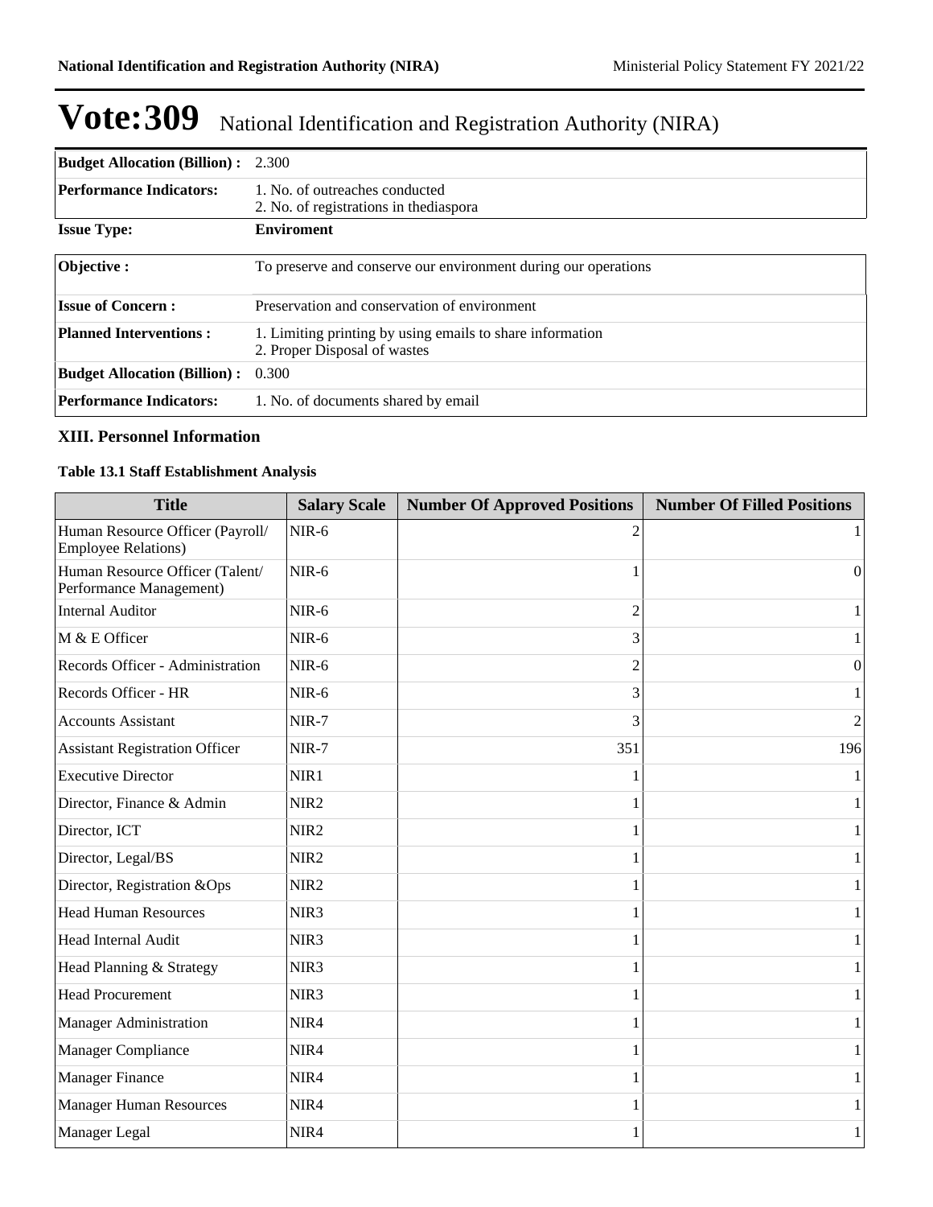# Vote:309 National Identification and Registration Authority (NIRA)

| | |
|---|---|
| **Budget Allocation (Billion) :** | 2.300 |
| **Performance Indicators:** | 1. No. of outreaches conducted<br>2. No. of registrations in thediaspora |

| | |
|---|---|
| **Issue Type:** | **Enviroment** |
| **Objective :** | To preserve and conserve our environment during our operations |
| **Issue of Concern :** | Preservation and conservation of environment |
| **Planned Interventions :** | 1. Limiting printing by using emails to share information<br>2. Proper Disposal of wastes |
| **Budget Allocation (Billion) :** | 0.300 |
| **Performance Indicators:** | 1. No. of documents shared by email |

### XIII. Personnel Information

**Table 13.1 Staff Establishment Analysis**

| Title | Salary Scale | Number Of Approved Positions | Number Of Filled Positions |
|---|---|---|---|
| Human Resource Officer (Payroll/ Employee Relations) | NIR-6 | 2 | 1 |
| Human Resource Officer (Talent/ Performance Management) | NIR-6 | 1 | 0 |
| Internal Auditor | NIR-6 | 2 | 1 |
| M & E Officer | NIR-6 | 3 | 1 |
| Records Officer - Administration | NIR-6 | 2 | 0 |
| Records Officer - HR | NIR-6 | 3 | 1 |
| Accounts Assistant | NIR-7 | 3 | 2 |
| Assistant Registration Officer | NIR-7 | 351 | 196 |
| Executive Director | NIR1 | 1 | 1 |
| Director, Finance & Admin | NIR2 | 1 | 1 |
| Director, ICT | NIR2 | 1 | 1 |
| Director, Legal/BS | NIR2 | 1 | 1 |
| Director, Registration &Ops | NIR2 | 1 | 1 |
| Head Human Resources | NIR3 | 1 | 1 |
| Head Internal Audit | NIR3 | 1 | 1 |
| Head Planning & Strategy | NIR3 | 1 | 1 |
| Head Procurement | NIR3 | 1 | 1 |
| Manager Administration | NIR4 | 1 | 1 |
| Manager Compliance | NIR4 | 1 | 1 |
| Manager Finance | NIR4 | 1 | 1 |
| Manager Human Resources | NIR4 | 1 | 1 |
| Manager Legal | NIR4 | 1 | 1 |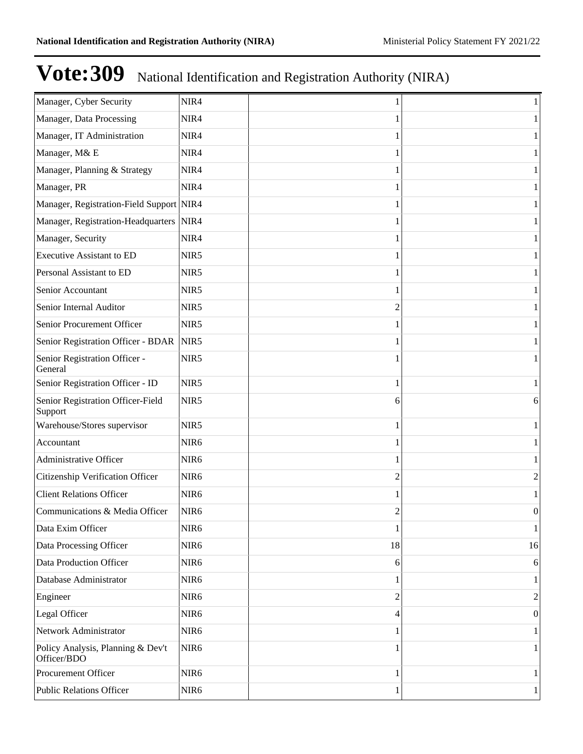# Vote:309 National Identification and Registration Authority (NIRA)

| | | | |
|---|---|---|---|
| Manager, Cyber Security | NIR4 | 1 | 1 |
| Manager, Data Processing | NIR4 | 1 | 1 |
| Manager, IT Administration | NIR4 | 1 | 1 |
| Manager, M& E | NIR4 | 1 | 1 |
| Manager, Planning & Strategy | NIR4 | 1 | 1 |
| Manager, PR | NIR4 | 1 | 1 |
| Manager, Registration-Field Support | NIR4 | 1 | 1 |
| Manager, Registration-Headquarters | NIR4 | 1 | 1 |
| Manager, Security | NIR4 | 1 | 1 |
| Executive Assistant to ED | NIR5 | 1 | 1 |
| Personal Assistant to ED | NIR5 | 1 | 1 |
| Senior Accountant | NIR5 | 1 | 1 |
| Senior Internal Auditor | NIR5 | 2 | 1 |
| Senior Procurement Officer | NIR5 | 1 | 1 |
| Senior Registration Officer - BDAR | NIR5 | 1 | 1 |
| Senior Registration Officer - General | NIR5 | 1 | 1 |
| Senior Registration Officer - ID | NIR5 | 1 | 1 |
| Senior Registration Officer-Field Support | NIR5 | 6 | 6 |
| Warehouse/Stores supervisor | NIR5 | 1 | 1 |
| Accountant | NIR6 | 1 | 1 |
| Administrative Officer | NIR6 | 1 | 1 |
| Citizenship Verification Officer | NIR6 | 2 | 2 |
| Client Relations Officer | NIR6 | 1 | 1 |
| Communications & Media Officer | NIR6 | 2 | 0 |
| Data Exim Officer | NIR6 | 1 | 1 |
| Data Processing Officer | NIR6 | 18 | 16 |
| Data Production Officer | NIR6 | 6 | 6 |
| Database Administrator | NIR6 | 1 | 1 |
| Engineer | NIR6 | 2 | 2 |
| Legal Officer | NIR6 | 4 | 0 |
| Network Administrator | NIR6 | 1 | 1 |
| Policy Analysis, Planning & Dev't Officer/BDO | NIR6 | 1 | 1 |
| Procurement Officer | NIR6 | 1 | 1 |
| Public Relations Officer | NIR6 | 1 | 1 |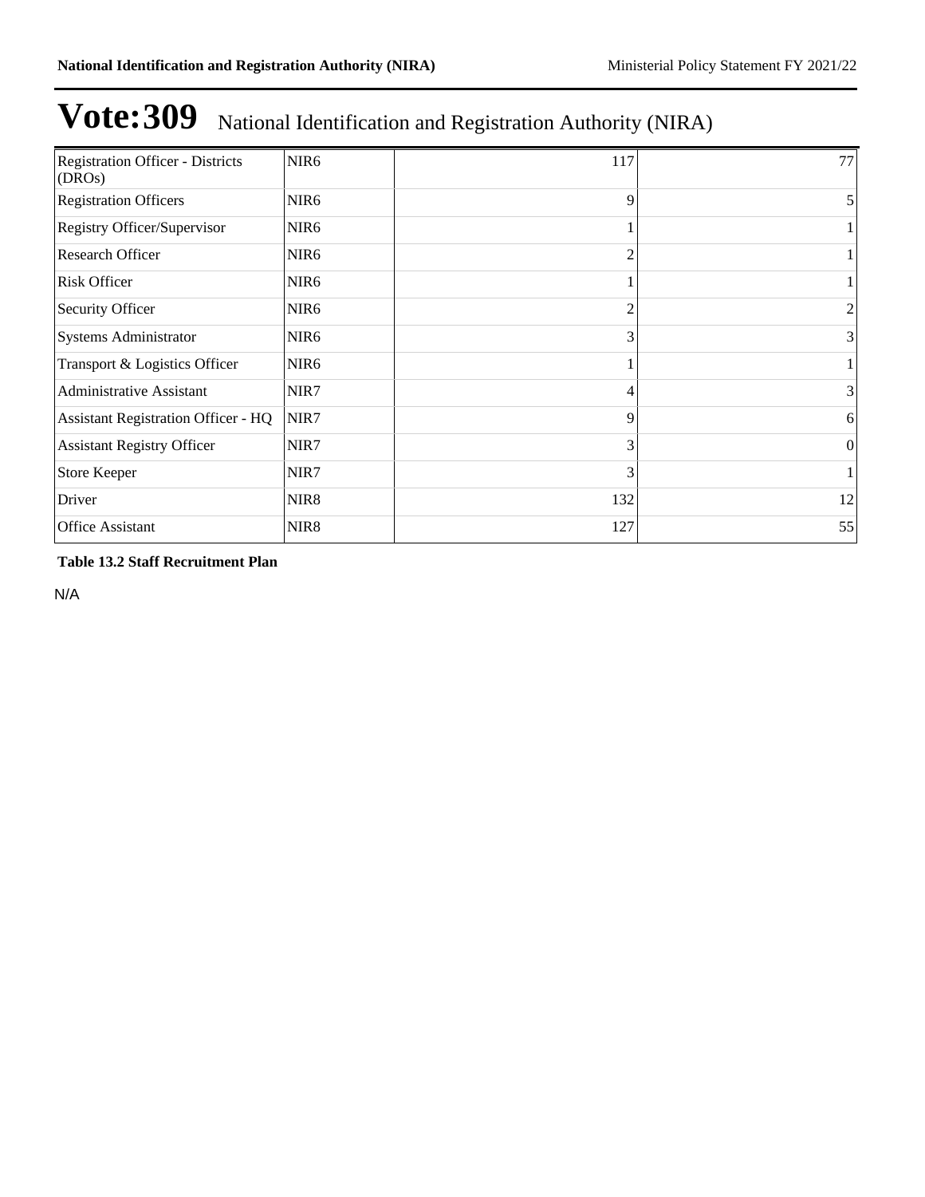# Vote:309 National Identification and Registration Authority (NIRA)

| | | | |
|---|---|---|---|
| Registration Officer - Districts (DROs) | NIR6 | 117 | 77 |
| Registration Officers | NIR6 | 9 | 5 |
| Registry Officer/Supervisor | NIR6 | 1 | 1 |
| Research Officer | NIR6 | 2 | 1 |
| Risk Officer | NIR6 | 1 | 1 |
| Security Officer | NIR6 | 2 | 2 |
| Systems Administrator | NIR6 | 3 | 3 |
| Transport & Logistics Officer | NIR6 | 1 | 1 |
| Administrative Assistant | NIR7 | 4 | 3 |
| Assistant Registration Officer - HQ | NIR7 | 9 | 6 |
| Assistant Registry Officer | NIR7 | 3 | 0 |
| Store Keeper | NIR7 | 3 | 1 |
| Driver | NIR8 | 132 | 12 |
| Office Assistant | NIR8 | 127 | 55 |

**Table 13.2 Staff Recruitment Plan**

N/A